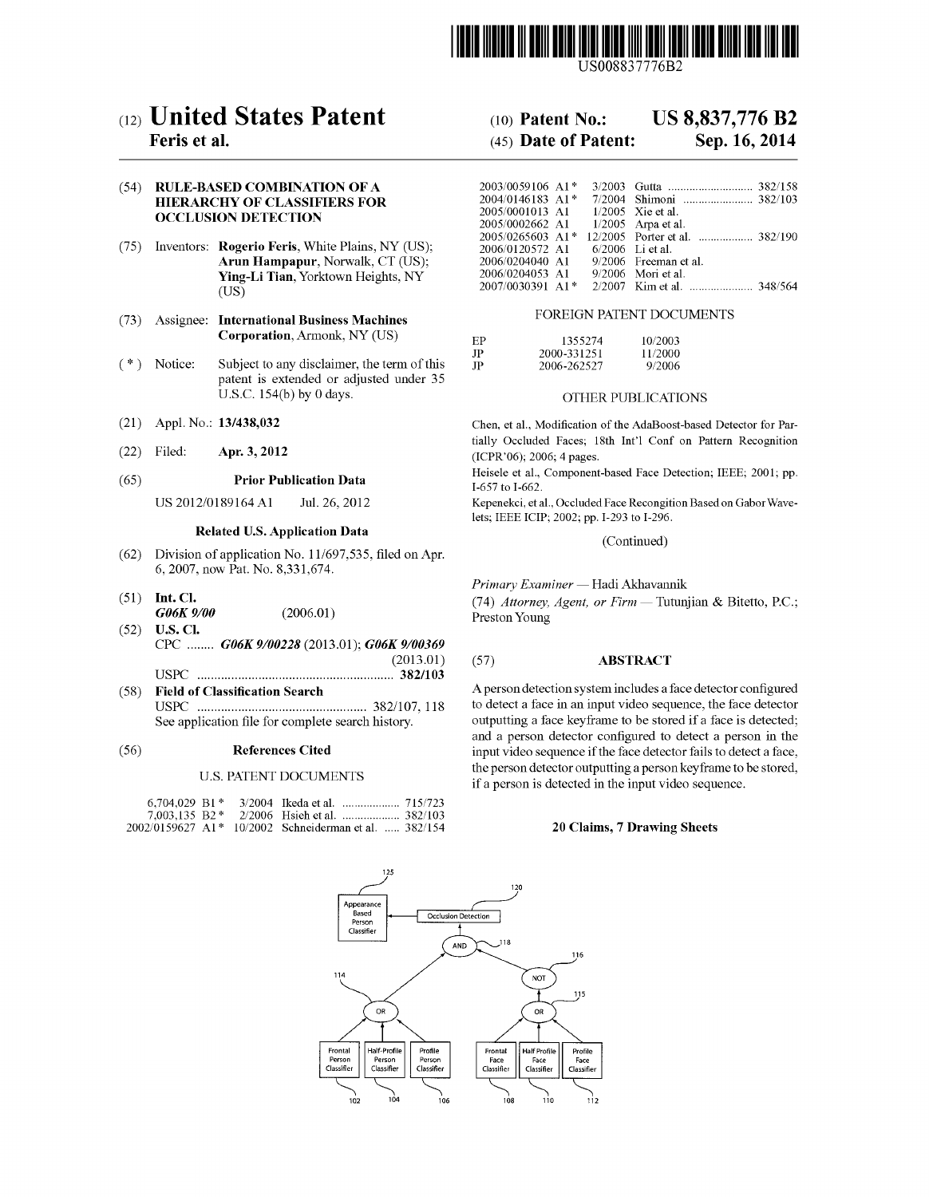US008837776B2

# (12) United States Patent
**Feris et al.**

(10) **Patent No.: US 8,837,776 B2**

(45) **Date of Patent: Sep. 16, 2014**

(54) **RULE-BASED COMBINATION OF A HIERARCHY OF CLASSIFIERS FOR OCCLUSION DETECTION**

(75) Inventors: **Rogerio Feris**, White Plains, NY (US); **Arun Hampapur**, Norwalk, CT (US); **Ying-Li Tian**, Yorktown Heights, NY (US)

(73) Assignee: **International Business Machines Corporation**, Armonk, NY (US)

( * ) Notice: Subject to any disclaimer, the term of this patent is extended or adjusted under 35 U.S.C. 154(b) by 0 days.

(21) Appl. No.: **13/438,032**

(22) Filed: **Apr. 3, 2012**

(65) **Prior Publication Data**

US 2012/0189164 A1 Jul. 26, 2012

**Related U.S. Application Data**

(62) Division of application No. 11/697,535, filed on Apr. 6, 2007, now Pat. No. 8,331,674.

(51) **Int. Cl.**
***G06K 9/00*** (2006.01)

(52) **U.S. Cl.**
CPC ........ ***G06K 9/00228*** (2013.01); ***G06K 9/00369*** (2013.01)
USPC .......................................................... **382/103**

(58) **Field of Classification Search**
USPC .................................................. 382/107, 118
See application file for complete search history.

(56) **References Cited**

U.S. PATENT DOCUMENTS

| | | | |
|---|---|---|---|
| 6,704,029 B1 * | 3/2004 | Ikeda et al. | 715/723 |
| 7,003,135 B2 * | 2/2006 | Hsieh et al. | 382/103 |
| 2002/0159627 A1 * | 10/2002 | Schneiderman et al. | 382/154 |
| 2003/0059106 A1 * | 3/2003 | Gutta | 382/158 |
| 2004/0146183 A1 * | 7/2004 | Shimoni | 382/103 |
| 2005/0001013 A1 | 1/2005 | Xie et al. | |
| 2005/0002662 A1 | 1/2005 | Arpa et al. | |
| 2005/0265603 A1 * | 12/2005 | Porter et al. | 382/190 |
| 2006/0120572 A1 | 6/2006 | Li et al. | |
| 2006/0204040 A1 | 9/2006 | Freeman et al. | |
| 2006/0204053 A1 | 9/2006 | Mori et al. | |
| 2007/0030391 A1 * | 2/2007 | Kim et al. | 348/564 |

FOREIGN PATENT DOCUMENTS

| | | |
|---|---|---|
| EP | 1355274 | 10/2003 |
| JP | 2000-331251 | 11/2000 |
| JP | 2006-262527 | 9/2006 |

OTHER PUBLICATIONS

Chen, et al., Modification of the AdaBoost-based Detector for Partially Occluded Faces; 18th Int'l Conf on Pattern Recognition (ICPR'06); 2006; 4 pages.

Heisele et al., Component-based Face Detection; IEEE; 2001; pp. I-657 to I-662.

Kepenekci, et al., Occluded Face Recongition Based on Gabor Wavelets; IEEE ICIP; 2002; pp. I-293 to I-296.

(Continued)

*Primary Examiner* — Hadi Akhavannik

(74) *Attorney, Agent, or Firm* — Tutunjian & Bitetto, P.C.; Preston Young

(57) **ABSTRACT**

A person detection system includes a face detector configured to detect a face in an input video sequence, the face detector outputting a face keyframe to be stored if a face is detected; and a person detector configured to detect a person in the input video sequence if the face detector fails to detect a face, the person detector outputting a person keyframe to be stored, if a person is detected in the input video sequence.

**20 Claims, 7 Drawing Sheets**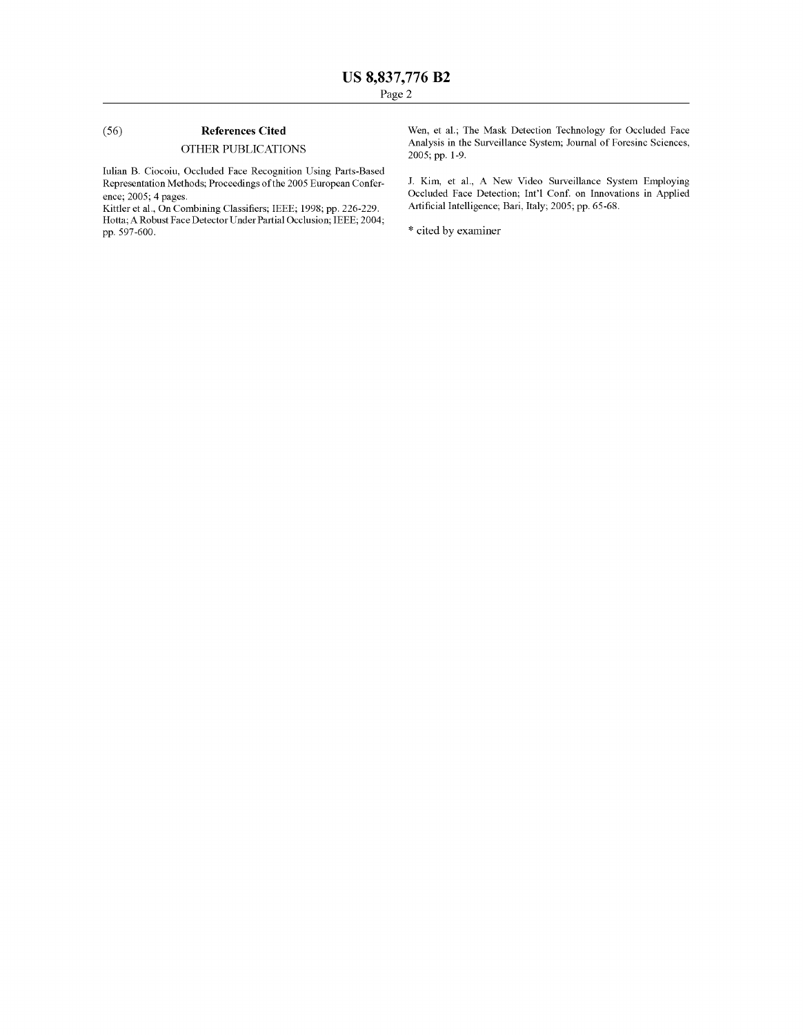(56) **References Cited**

OTHER PUBLICATIONS

Iulian B. Ciocoiu, Occluded Face Recognition Using Parts-Based Representation Methods; Proceedings of the 2005 European Conference; 2005; 4 pages.

Kittler et al., On Combining Classifiers; IEEE; 1998; pp. 226-229.

Hotta; A Robust Face Detector Under Partial Occlusion; IEEE; 2004; pp. 597-600.

Wen, et al.; The Mask Detection Technology for Occluded Face Analysis in the Surveillance System; Journal of Foresinc Sciences, 2005; pp. 1-9.

J. Kim, et al., A New Video Surveillance System Employing Occluded Face Detection; Int'l Conf. on Innovations in Applied Artificial Intelligence; Bari, Italy; 2005; pp. 65-68.

\* cited by examiner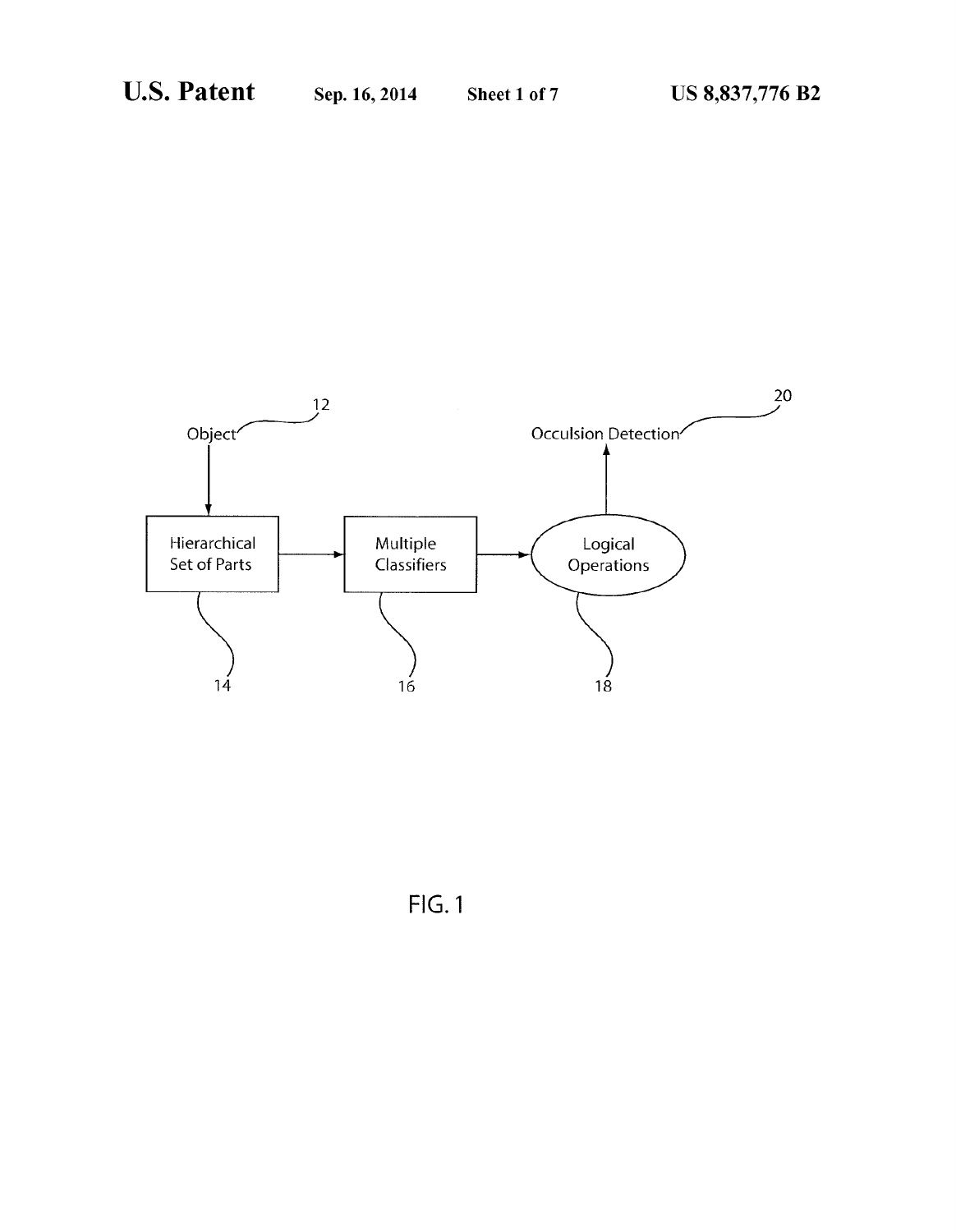Object (12) → Hierarchical Set of Parts (14) → Multiple Classifiers (16) → Logical Operations (18) → Occulsion Detection (20)

FIG. 1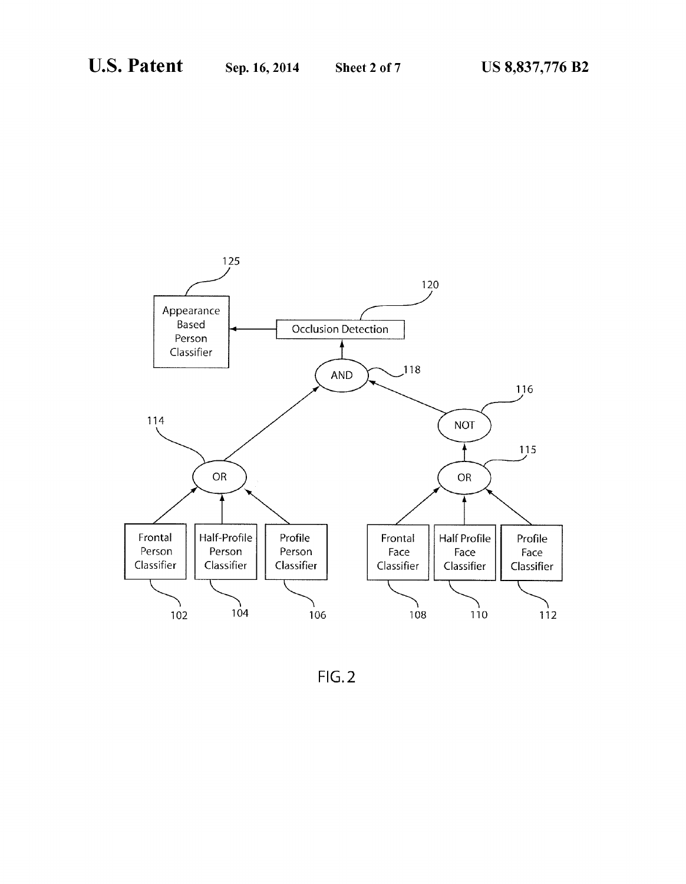125 Appearance Based Person Classifier

120 Occlusion Detection

118 AND

114 OR

116 NOT

115 OR

102 Frontal Person Classifier

104 Half-Profile Person Classifier

106 Profile Person Classifier

108 Frontal Face Classifier

110 Half Profile Face Classifier

112 Profile Face Classifier

FIG. 2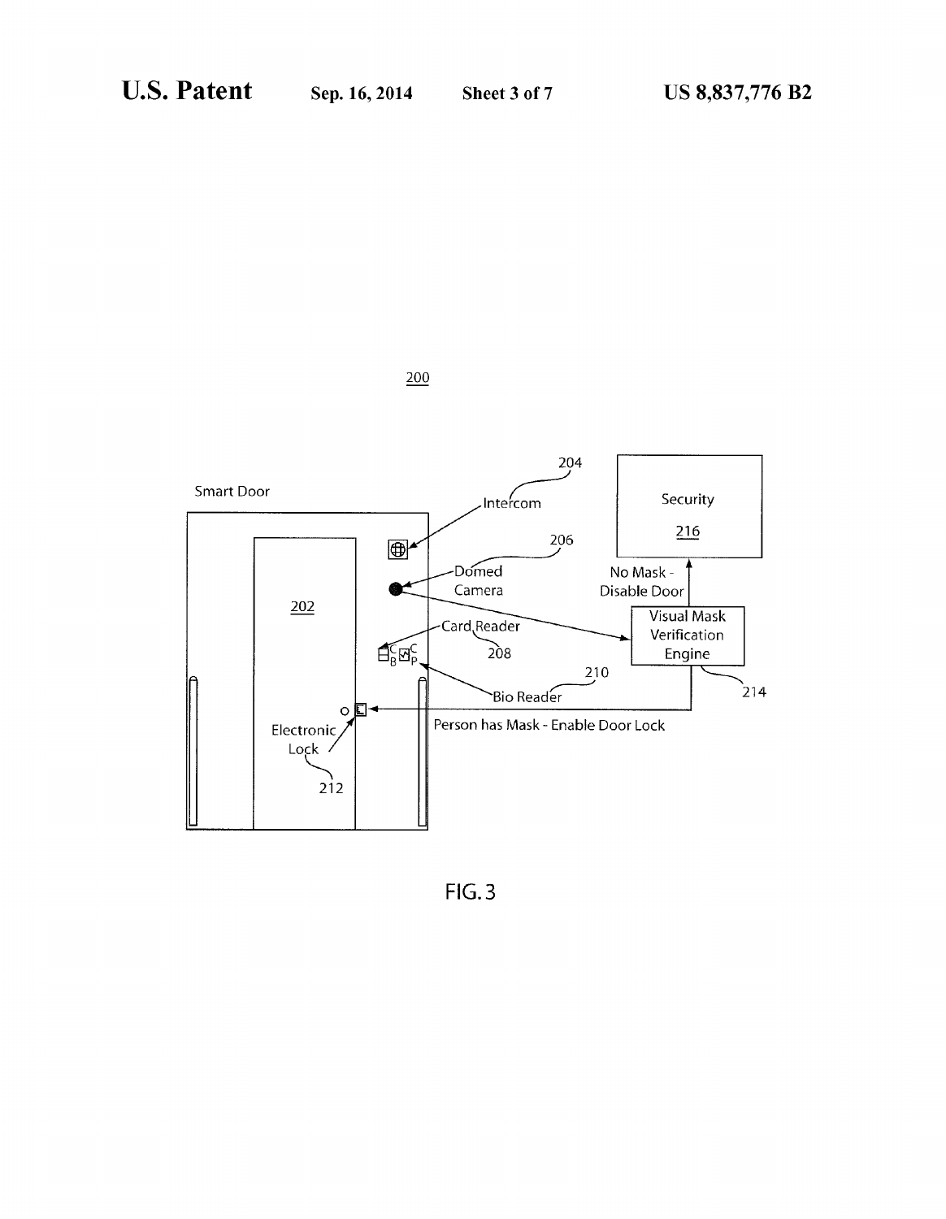200

Smart Door

204

Intercom

206

Domed Camera

202

Card Reader

208

210

Bio Reader

Electronic Lock

212

Security

216

No Mask - Disable Door

Visual Mask Verification Engine

214

Person has Mask - Enable Door Lock

FIG. 3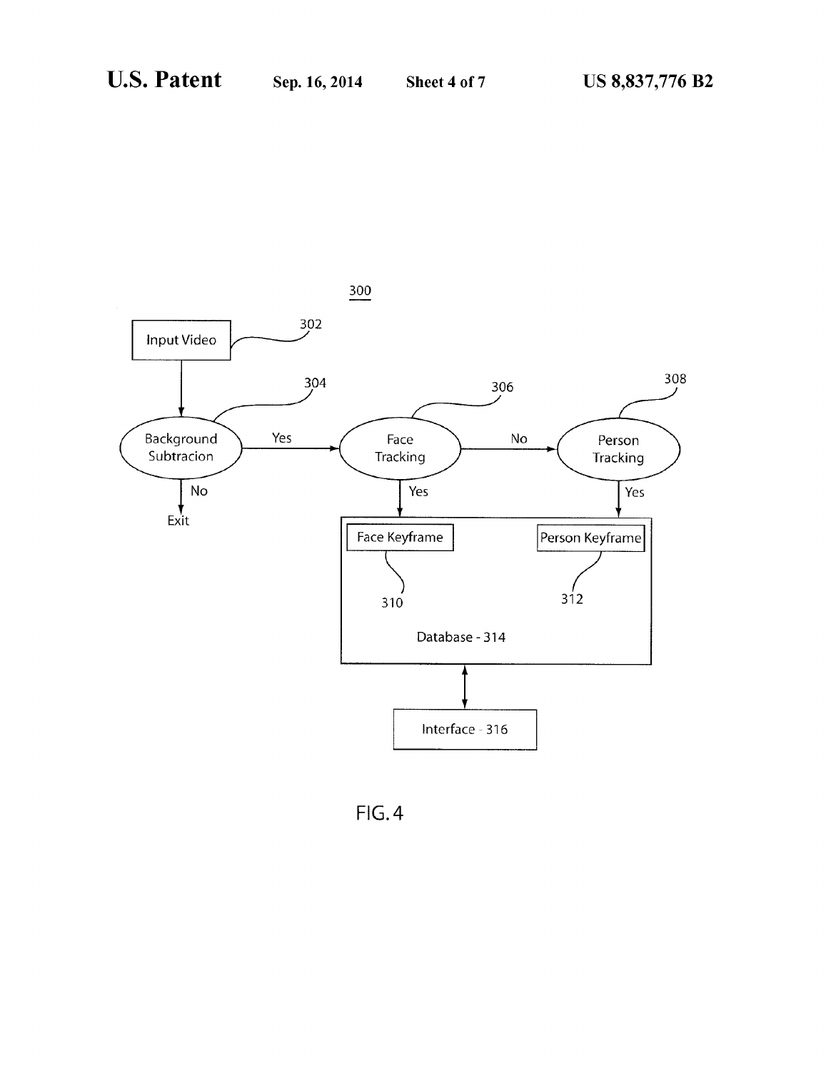300

Input Video — 302

Background Subtracion — 304

Face Tracking — 306

Person Tracking — 308

Yes

No

Exit

Face Keyframe — 310

Person Keyframe — 312

Database - 314

Interface - 316

FIG. 4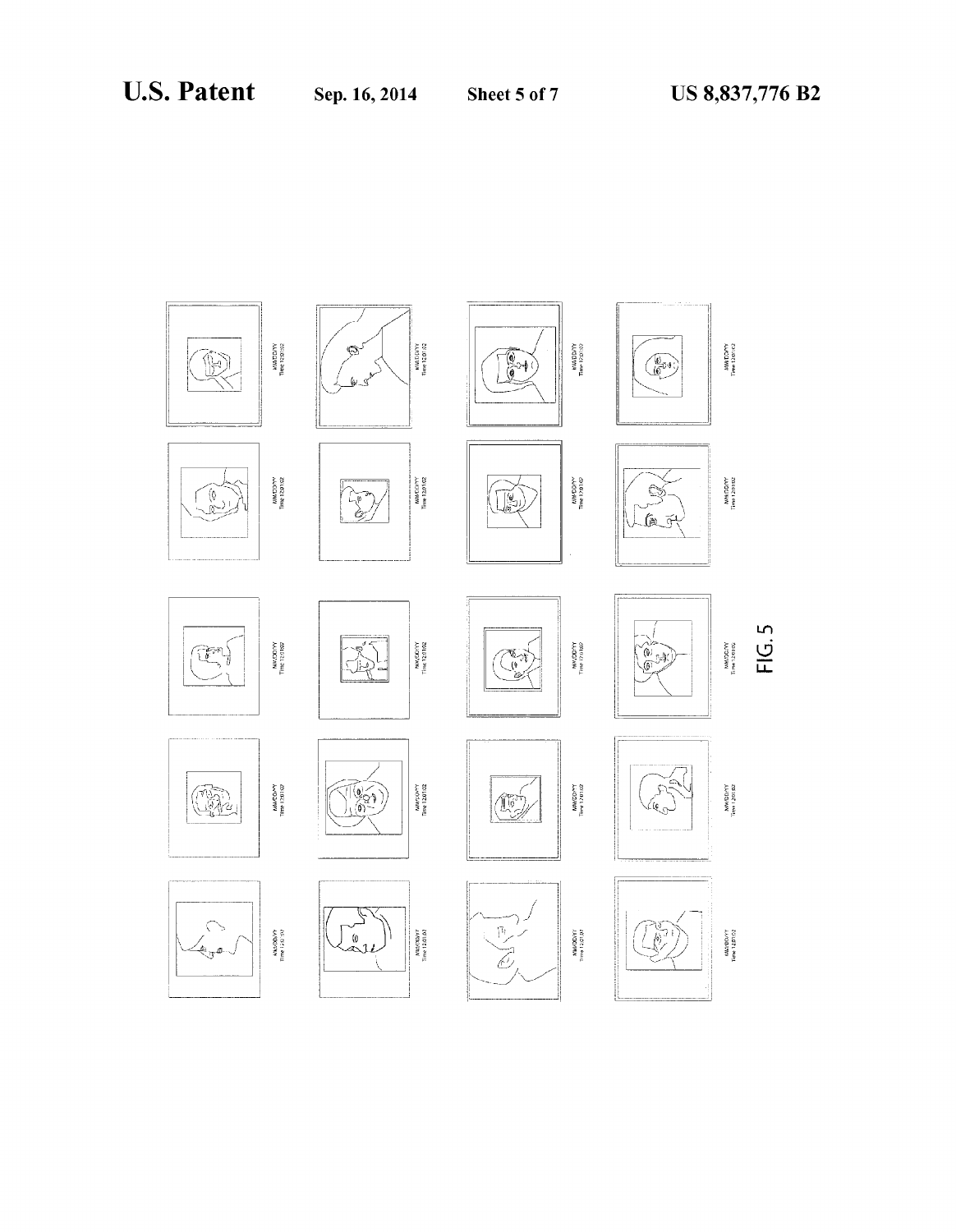FIG. 5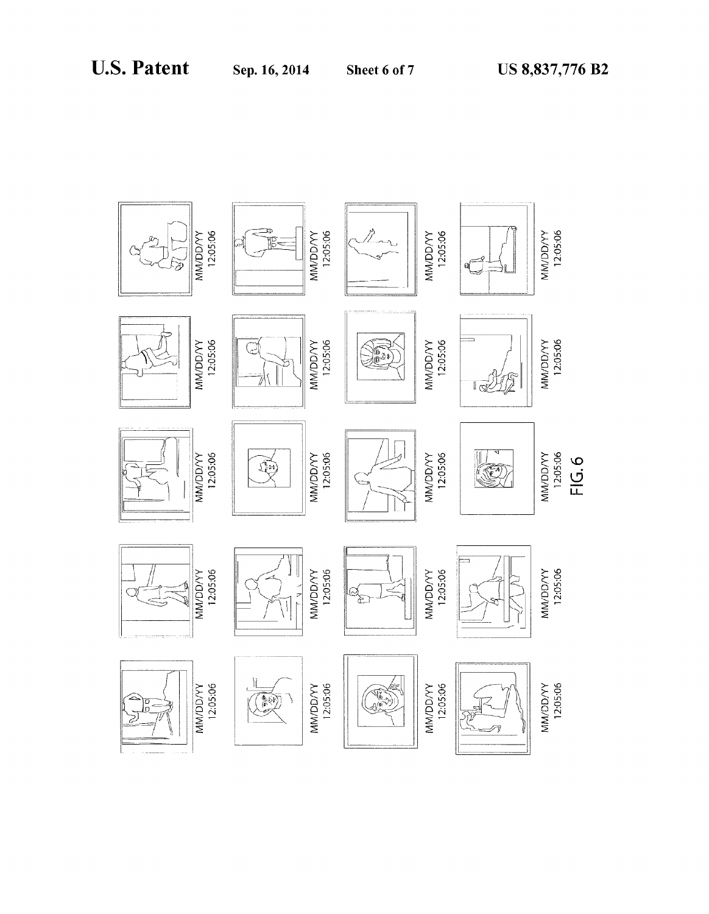MM/DD/YY 12:05:06

MM/DD/YY 12:05:06

MM/DD/YY 12:05:06

MM/DD/YY 12:05:06

MM/DD/YY 12:05:06

MM/DD/YY 12:05:06

MM/DD/YY 12:05:06

MM/DD/YY 12:05:06

MM/DD/YY 12:05:06

MM/DD/YY 12:05:06

MM/DD/YY 12:05:06

MM/DD/YY 12:05:06

MM/DD/YY 12:05:06

MM/DD/YY 12:05:06

MM/DD/YY 12:05:06

MM/DD/YY 12:05:06

MM/DD/YY 12:05:06

MM/DD/YY 12:05:06

MM/DD/YY 12:05:06

MM/DD/YY 12:05:06

FIG. 6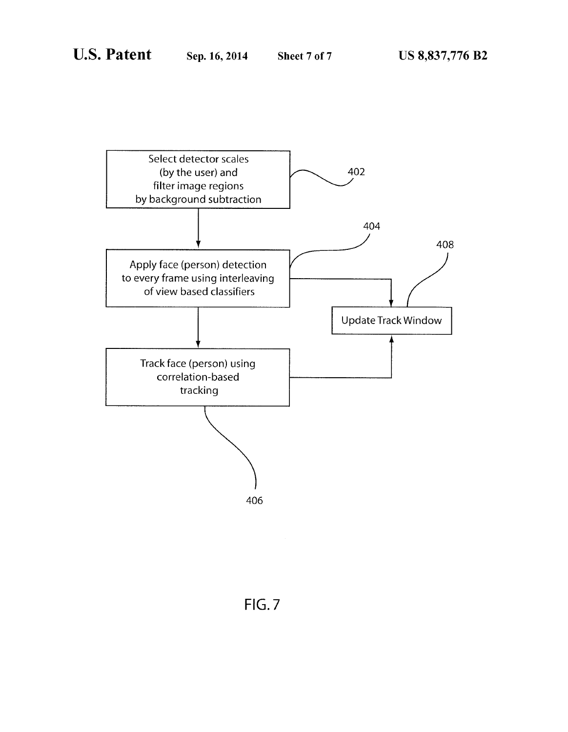Select detector scales (by the user) and filter image regions by background subtraction

402

Apply face (person) detection to every frame using interleaving of view based classifiers

404

Update Track Window

408

Track face (person) using correlation-based tracking

406

FIG. 7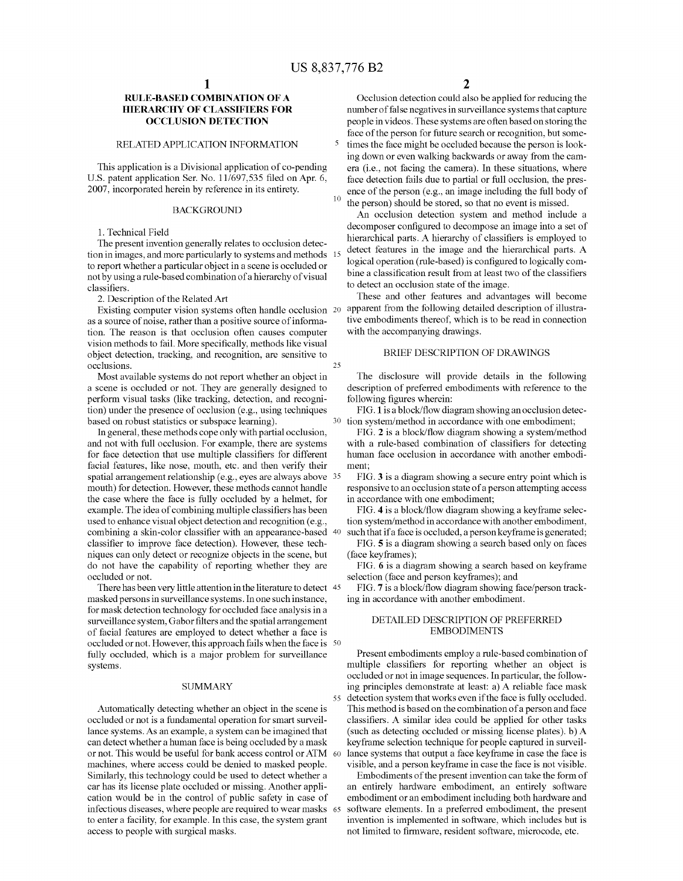# RULE-BASED COMBINATION OF A HIERARCHY OF CLASSIFIERS FOR OCCLUSION DETECTION

## RELATED APPLICATION INFORMATION

This application is a Divisional application of co-pending U.S. patent application Ser. No. 11/697,535 filed on Apr. 6, 2007, incorporated herein by reference in its entirety.

## BACKGROUND

### 1. Technical Field

The present invention generally relates to occlusion detection in images, and more particularly to systems and methods to report whether a particular object in a scene is occluded or not by using a rule-based combination of a hierarchy of visual classifiers.

### 2. Description of the Related Art

Existing computer vision systems often handle occlusion as a source of noise, rather than a positive source of information. The reason is that occlusion often causes computer vision methods to fail. More specifically, methods like visual object detection, tracking, and recognition, are sensitive to occlusions.

Most available systems do not report whether an object in a scene is occluded or not. They are generally designed to perform visual tasks (like tracking, detection, and recognition) under the presence of occlusion (e.g., using techniques based on robust statistics or subspace learning).

In general, these methods cope only with partial occlusion, and not with full occlusion. For example, there are systems for face detection that use multiple classifiers for different facial features, like nose, mouth, etc. and then verify their spatial arrangement relationship (e.g., eyes are always above mouth) for detection. However, these methods cannot handle the case where the face is fully occluded by a helmet, for example. The idea of combining multiple classifiers has been used to enhance visual object detection and recognition (e.g., combining a skin-color classifier with an appearance-based classifier to improve face detection). However, these techniques can only detect or recognize objects in the scene, but do not have the capability of reporting whether they are occluded or not.

There has been very little attention in the literature to detect masked persons in surveillance systems. In one such instance, for mask detection technology for occluded face analysis in a surveillance system, Gabor filters and the spatial arrangement of facial features are employed to detect whether a face is occluded or not. However, this approach fails when the face is fully occluded, which is a major problem for surveillance systems.

## SUMMARY

Automatically detecting whether an object in the scene is occluded or not is a fundamental operation for smart surveillance systems. As an example, a system can be imagined that can detect whether a human face is being occluded by a mask or not. This would be useful for bank access control or ATM machines, where access could be denied to masked people. Similarly, this technology could be used to detect whether a car has its license plate occluded or missing. Another application would be in the control of public safety in case of infectious diseases, where people are required to wear masks to enter a facility, for example. In this case, the system grant access to people with surgical masks.

Occlusion detection could also be applied for reducing the number of false negatives in surveillance systems that capture people in videos. These systems are often based on storing the face of the person for future search or recognition, but sometimes the face might be occluded because the person is looking down or even walking backwards or away from the camera (i.e., not facing the camera). In these situations, where face detection fails due to partial or full occlusion, the presence of the person (e.g., an image including the full body of the person) should be stored, so that no event is missed.

An occlusion detection system and method include a decomposer configured to decompose an image into a set of hierarchical parts. A hierarchy of classifiers is employed to detect features in the image and the hierarchical parts. A logical operation (rule-based) is configured to logically combine a classification result from at least two of the classifiers to detect an occlusion state of the image.

These and other features and advantages will become apparent from the following detailed description of illustrative embodiments thereof, which is to be read in connection with the accompanying drawings.

## BRIEF DESCRIPTION OF DRAWINGS

The disclosure will provide details in the following description of preferred embodiments with reference to the following figures wherein:

FIG. 1 is a block/flow diagram showing an occlusion detection system/method in accordance with one embodiment;

FIG. 2 is a block/flow diagram showing a system/method with a rule-based combination of classifiers for detecting human face occlusion in accordance with another embodiment;

FIG. 3 is a diagram showing a secure entry point which is responsive to an occlusion state of a person attempting access in accordance with one embodiment;

FIG. 4 is a block/flow diagram showing a keyframe selection system/method in accordance with another embodiment, such that if a face is occluded, a person keyframe is generated;

FIG. 5 is a diagram showing a search based only on faces (face keyframes);

FIG. 6 is a diagram showing a search based on keyframe selection (face and person keyframes); and

FIG. 7 is a block/flow diagram showing face/person tracking in accordance with another embodiment.

## DETAILED DESCRIPTION OF PREFERRED EMBODIMENTS

Present embodiments employ a rule-based combination of multiple classifiers for reporting whether an object is occluded or not in image sequences. In particular, the following principles demonstrate at least: a) A reliable face mask detection system that works even if the face is fully occluded. This method is based on the combination of a person and face classifiers. A similar idea could be applied for other tasks (such as detecting occluded or missing license plates). b) A keyframe selection technique for people captured in surveillance systems that output a face keyframe in case the face is visible, and a person keyframe in case the face is not visible.

Embodiments of the present invention can take the form of an entirely hardware embodiment, an entirely software embodiment or an embodiment including both hardware and software elements. In a preferred embodiment, the present invention is implemented in software, which includes but is not limited to firmware, resident software, microcode, etc.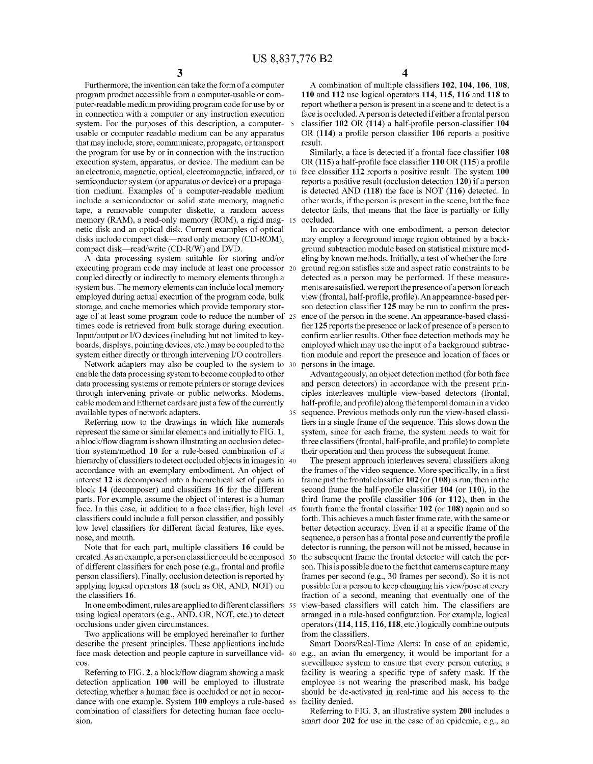Furthermore, the invention can take the form of a computer program product accessible from a computer-usable or computer-readable medium providing program code for use by or in connection with a computer or any instruction execution system. For the purposes of this description, a computer-usable or computer readable medium can be any apparatus that may include, store, communicate, propagate, or transport the program for use by or in connection with the instruction execution system, apparatus, or device. The medium can be an electronic, magnetic, optical, electromagnetic, infrared, or semiconductor system (or apparatus or device) or a propagation medium. Examples of a computer-readable medium include a semiconductor or solid state memory, magnetic tape, a removable computer diskette, a random access memory (RAM), a read-only memory (ROM), a rigid magnetic disk and an optical disk. Current examples of optical disks include compact disk—read only memory (CD-ROM), compact disk—read/write (CD-R/W) and DVD.

A data processing system suitable for storing and/or executing program code may include at least one processor coupled directly or indirectly to memory elements through a system bus. The memory elements can include local memory employed during actual execution of the program code, bulk storage, and cache memories which provide temporary storage of at least some program code to reduce the number of times code is retrieved from bulk storage during execution. Input/output or I/O devices (including but not limited to keyboards, displays, pointing devices, etc.) may be coupled to the system either directly or through intervening I/O controllers.

Network adapters may also be coupled to the system to enable the data processing system to become coupled to other data processing systems or remote printers or storage devices through intervening private or public networks. Modems, cable modem and Ethernet cards are just a few of the currently available types of network adapters.

Referring now to the drawings in which like numerals represent the same or similar elements and initially to FIG. **1**, a block/flow diagram is shown illustrating an occlusion detection system/method **10** for a rule-based combination of a hierarchy of classifiers to detect occluded objects in images in accordance with an exemplary embodiment. An object of interest **12** is decomposed into a hierarchical set of parts in block **14** (decomposer) and classifiers **16** for the different parts. For example, assume the object of interest is a human face. In this case, in addition to a face classifier, high level classifiers could include a full person classifier, and possibly low level classifiers for different facial features, like eyes, nose, and mouth.

Note that for each part, multiple classifiers **16** could be created. As an example, a person classifier could be composed of different classifiers for each pose (e.g., frontal and profile person classifiers). Finally, occlusion detection is reported by applying logical operators **18** (such as OR, AND, NOT) on the classifiers **16**.

In one embodiment, rules are applied to different classifiers using logical operators (e.g., AND, OR, NOT, etc.) to detect occlusions under given circumstances.

Two applications will be employed hereinafter to further describe the present principles. These applications include face mask detection and people capture in surveillance videos.

Referring to FIG. **2**, a block/flow diagram showing a mask detection application **100** will be employed to illustrate detecting whether a human face is occluded or not in accordance with one example. System **100** employs a rule-based combination of classifiers for detecting human face occlusion.

A combination of multiple classifiers **102**, **104**, **106**, **108**, **110** and **112** use logical operators **114**, **115**, **116** and **118** to report whether a person is present in a scene and to detect is a face is occluded. A person is detected if either a frontal person classifier **102** OR (**114**) a half-profile person-classifier **104** OR (**114**) a profile person classifier **106** reports a positive result.

Similarly, a face is detected if a frontal face classifier **108** OR (**115**) a half-profile face classifier **110** OR (**115**) a profile face classifier **112** reports a positive result. The system **100** reports a positive result (occlusion detection **120**) if a person is detected AND (**118**) the face is NOT (**116**) detected. In other words, if the person is present in the scene, but the face detector fails, that means that the face is partially or fully occluded.

In accordance with one embodiment, a person detector may employ a foreground image region obtained by a background subtraction module based on statistical mixture modeling by known methods. Initially, a test of whether the foreground region satisfies size and aspect ratio constraints to be detected as a person may be performed. If these measurements are satisfied, we report the presence of a person for each view (frontal, half-profile, profile). An appearance-based person detection classifier **125** may be run to confirm the presence of the person in the scene. An appearance-based classifier **125** reports the presence or lack of presence of a person to confirm earlier results. Other face detection methods may be employed which may use the input of a background subtraction module and report the presence and location of faces or persons in the image.

Advantageously, an object detection method (for both face and person detectors) in accordance with the present principles interleaves multiple view-based detectors (frontal, half-profile, and profile) along the temporal domain in a video sequence. Previous methods only run the view-based classifiers in a single frame of the sequence. This slows down the system, since for each frame, the system needs to wait for three classifiers (frontal, half-profile, and profile) to complete their operation and then process the subsequent frame.

The present approach interleaves several classifiers along the frames of the video sequence. More specifically, in a first frame just the frontal classifier **102** (or (**108**) is run, then in the second frame the half-profile classifier **104** (or **110**), in the third frame the profile classifier **106** (or **112**), then in the fourth frame the frontal classifier **102** (or **108**) again and so forth. This achieves a much faster frame rate, with the same or better detection accuracy. Even if at a specific frame of the sequence, a person has a frontal pose and currently the profile detector is running, the person will not be missed, because in the subsequent frame the frontal detector will catch the person. This is possible due to the fact that cameras capture many frames per second (e.g., 30 frames per second). So it is not possible for a person to keep changing his view/pose at every fraction of a second, meaning that eventually one of the view-based classifiers will catch him. The classifiers are arranged in a rule-based configuration. For example, logical operators (**114**, **115**, **116**, **118**, etc.) logically combine outputs from the classifiers.

Smart Doors/Real-Time Alerts: In case of an epidemic, e.g., an avian flu emergency, it would be important for a surveillance system to ensure that every person entering a facility is wearing a specific type of safety mask. If the employee is not wearing the prescribed mask, his badge should be de-activated in real-time and his access to the facility denied.

Referring to FIG. **3**, an illustrative system **200** includes a smart door **202** for use in the case of an epidemic, e.g., an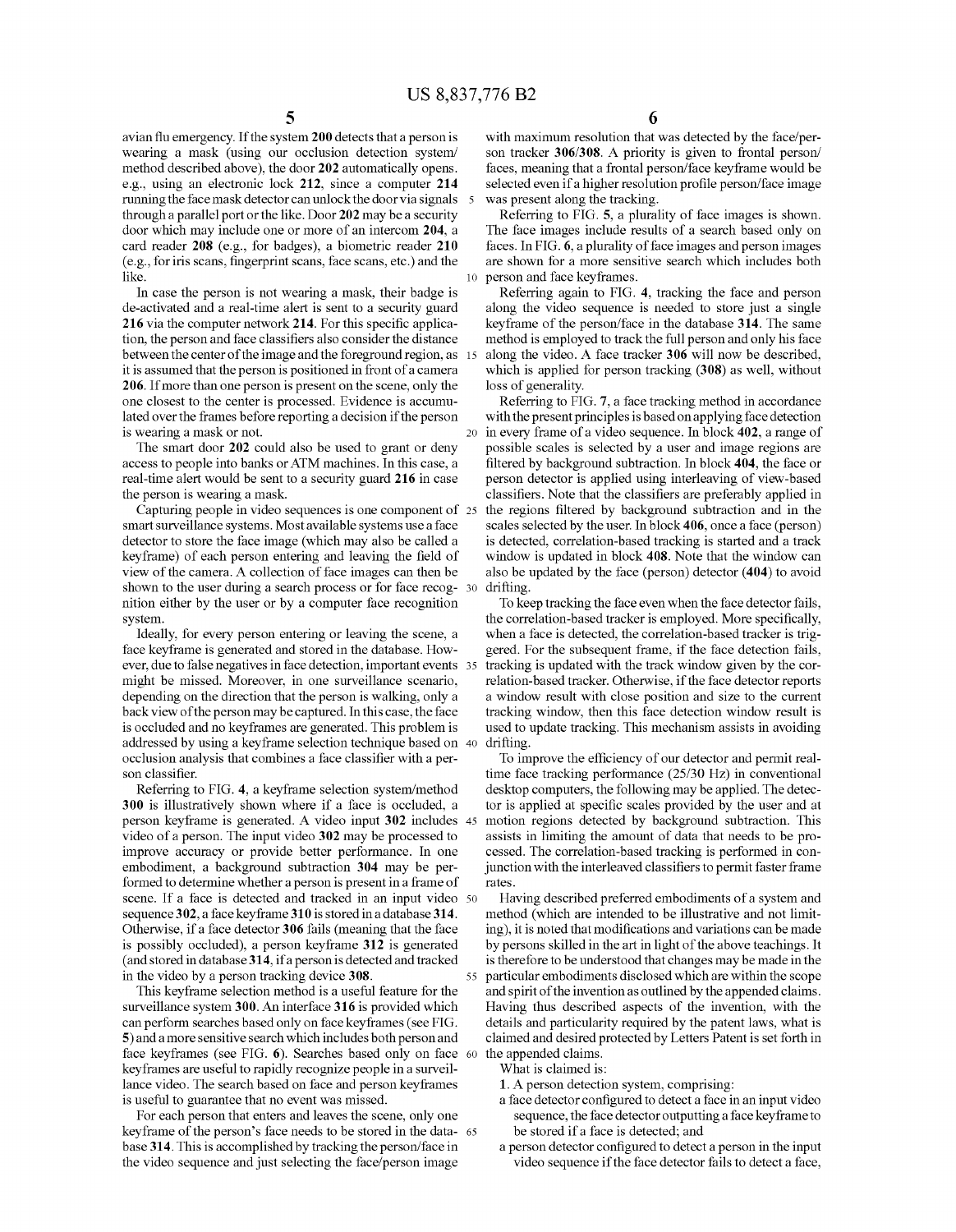avian flu emergency. If the system **200** detects that a person is wearing a mask (using our occlusion detection system/method described above), the door **202** automatically opens. e.g., using an electronic lock **212**, since a computer **214** running the face mask detector can unlock the door via signals through a parallel port or the like. Door **202** may be a security door which may include one or more of an intercom **204**, a card reader **208** (e.g., for badges), a biometric reader **210** (e.g., for iris scans, fingerprint scans, face scans, etc.) and the like.

In case the person is not wearing a mask, their badge is de-activated and a real-time alert is sent to a security guard **216** via the computer network **214**. For this specific application, the person and face classifiers also consider the distance between the center of the image and the foreground region, as it is assumed that the person is positioned in front of a camera **206**. If more than one person is present on the scene, only the one closest to the center is processed. Evidence is accumulated over the frames before reporting a decision if the person is wearing a mask or not.

The smart door **202** could also be used to grant or deny access to people into banks or ATM machines. In this case, a real-time alert would be sent to a security guard **216** in case the person is wearing a mask.

Capturing people in video sequences is one component of smart surveillance systems. Most available systems use a face detector to store the face image (which may also be called a keyframe) of each person entering and leaving the field of view of the camera. A collection of face images can then be shown to the user during a search process or for face recognition either by the user or by a computer face recognition system.

Ideally, for every person entering or leaving the scene, a face keyframe is generated and stored in the database. However, due to false negatives in face detection, important events might be missed. Moreover, in one surveillance scenario, depending on the direction that the person is walking, only a back view of the person may be captured. In this case, the face is occluded and no keyframes are generated. This problem is addressed by using a keyframe selection technique based on occlusion analysis that combines a face classifier with a person classifier.

Referring to FIG. **4**, a keyframe selection system/method **300** is illustratively shown where if a face is occluded, a person keyframe is generated. A video input **302** includes video of a person. The input video **302** may be processed to improve accuracy or provide better performance. In one embodiment, a background subtraction **304** may be performed to determine whether a person is present in a frame of scene. If a face is detected and tracked in an input video sequence **302**, a face keyframe **310** is stored in a database **314**. Otherwise, if a face detector **306** fails (meaning that the face is possibly occluded), a person keyframe **312** is generated (and stored in database **314**, if a person is detected and tracked in the video by a person tracking device **308**.

This keyframe selection method is a useful feature for the surveillance system **300**. An interface **316** is provided which can perform searches based only on face keyframes (see FIG. **5**) and a more sensitive search which includes both person and face keyframes (see FIG. **6**). Searches based only on face keyframes are useful to rapidly recognize people in a surveillance video. The search based on face and person keyframes is useful to guarantee that no event was missed.

For each person that enters and leaves the scene, only one keyframe of the person's face needs to be stored in the database **314**. This is accomplished by tracking the person/face in the video sequence and just selecting the face/person image with maximum resolution that was detected by the face/person tracker **306**/**308**. A priority is given to frontal person/faces, meaning that a frontal person/face keyframe would be selected even if a higher resolution profile person/face image was present along the tracking.

Referring to FIG. **5**, a plurality of face images is shown. The face images include results of a search based only on faces. In FIG. **6**, a plurality of face images and person images are shown for a more sensitive search which includes both person and face keyframes.

Referring again to FIG. **4**, tracking the face and person along the video sequence is needed to store just a single keyframe of the person/face in the database **314**. The same method is employed to track the full person and only his face along the video. A face tracker **306** will now be described, which is applied for person tracking (**308**) as well, without loss of generality.

Referring to FIG. **7**, a face tracking method in accordance with the present principles is based on applying face detection in every frame of a video sequence. In block **402**, a range of possible scales is selected by a user and image regions are filtered by background subtraction. In block **404**, the face or person detector is applied using interleaving of view-based classifiers. Note that the classifiers are preferably applied in the regions filtered by background subtraction and in the scales selected by the user. In block **406**, once a face (person) is detected, correlation-based tracking is started and a track window is updated in block **408**. Note that the window can also be updated by the face (person) detector (**404**) to avoid drifting.

To keep tracking the face even when the face detector fails, the correlation-based tracker is employed. More specifically, when a face is detected, the correlation-based tracker is triggered. For the subsequent frame, if the face detection fails, tracking is updated with the track window given by the correlation-based tracker. Otherwise, if the face detector reports a window result with close position and size to the current tracking window, then this face detection window result is used to update tracking. This mechanism assists in avoiding drifting.

To improve the efficiency of our detector and permit real-time face tracking performance (25/30 Hz) in conventional desktop computers, the following may be applied. The detector is applied at specific scales provided by the user and at motion regions detected by background subtraction. This assists in limiting the amount of data that needs to be processed. The correlation-based tracking is performed in conjunction with the interleaved classifiers to permit faster frame rates.

Having described preferred embodiments of a system and method (which are intended to be illustrative and not limiting), it is noted that modifications and variations can be made by persons skilled in the art in light of the above teachings. It is therefore to be understood that changes may be made in the particular embodiments disclosed which are within the scope and spirit of the invention as outlined by the appended claims. Having thus described aspects of the invention, with the details and particularity required by the patent laws, what is claimed and desired protected by Letters Patent is set forth in the appended claims.

What is claimed is:

1. A person detection system, comprising:

a face detector configured to detect a face in an input video sequence, the face detector outputting a face keyframe to be stored if a face is detected; and

a person detector configured to detect a person in the input video sequence if the face detector fails to detect a face,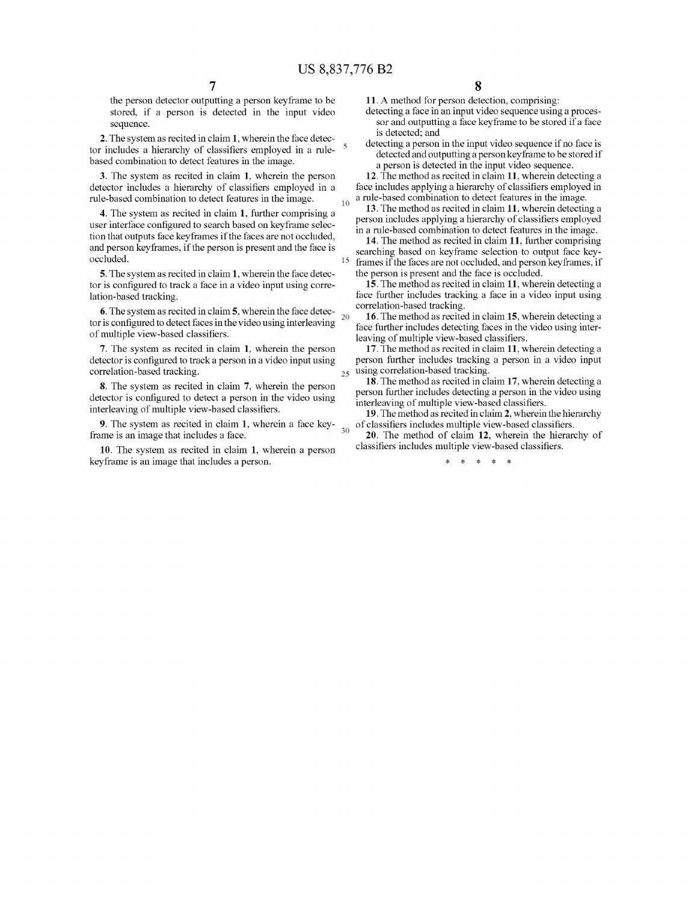the person detector outputting a person keyframe to be stored, if a person is detected in the input video sequence.

**2**. The system as recited in claim **1**, wherein the face detector includes a hierarchy of classifiers employed in a rule-based combination to detect features in the image.

**3**. The system as recited in claim **1**, wherein the person detector includes a hierarchy of classifiers employed in a rule-based combination to detect features in the image.

**4**. The system as recited in claim **1**, further comprising a user interface configured to search based on keyframe selection that outputs face keyframes if the faces are not occluded, and person keyframes, if the person is present and the face is occluded.

**5**. The system as recited in claim **1**, wherein the face detector is configured to track a face in a video input using correlation-based tracking.

**6**. The system as recited in claim **5**, wherein the face detector is configured to detect faces in the video using interleaving of multiple view-based classifiers.

**7**. The system as recited in claim **1**, wherein the person detector is configured to track a person in a video input using correlation-based tracking.

**8**. The system as recited in claim **7**, wherein the person detector is configured to detect a person in the video using interleaving of multiple view-based classifiers.

**9**. The system as recited in claim **1**, wherein a face keyframe is an image that includes a face.

**10**. The system as recited in claim **1**, wherein a person keyframe is an image that includes a person.

**11**. A method for person detection, comprising:

detecting a face in an input video sequence using a processor and outputting a face keyframe to be stored if a face is detected; and

detecting a person in the input video sequence if no face is detected and outputting a person keyframe to be stored if a person is detected in the input video sequence.

**12**. The method as recited in claim **11**, wherein detecting a face includes applying a hierarchy of classifiers employed in a rule-based combination to detect features in the image.

**13**. The method as recited in claim **11**, wherein detecting a person includes applying a hierarchy of classifiers employed in a rule-based combination to detect features in the image.

**14**. The method as recited in claim **11**, further comprising searching based on keyframe selection to output face keyframes if the faces are not occluded, and person keyframes, if the person is present and the face is occluded.

**15**. The method as recited in claim **11**, wherein detecting a face further includes tracking a face in a video input using correlation-based tracking.

**16**. The method as recited in claim **15**, wherein detecting a face further includes detecting faces in the video using interleaving of multiple view-based classifiers.

**17**. The method as recited in claim **11**, wherein detecting a person further includes tracking a person in a video input using correlation-based tracking.

**18**. The method as recited in claim **17**, wherein detecting a person further includes detecting a person in the video using interleaving of multiple view-based classifiers.

**19**. The method as recited in claim **2**, wherein the hierarchy of classifiers includes multiple view-based classifiers.

**20**. The method of claim **12**, wherein the hierarchy of classifiers includes multiple view-based classifiers.

\* \* \* \* \*